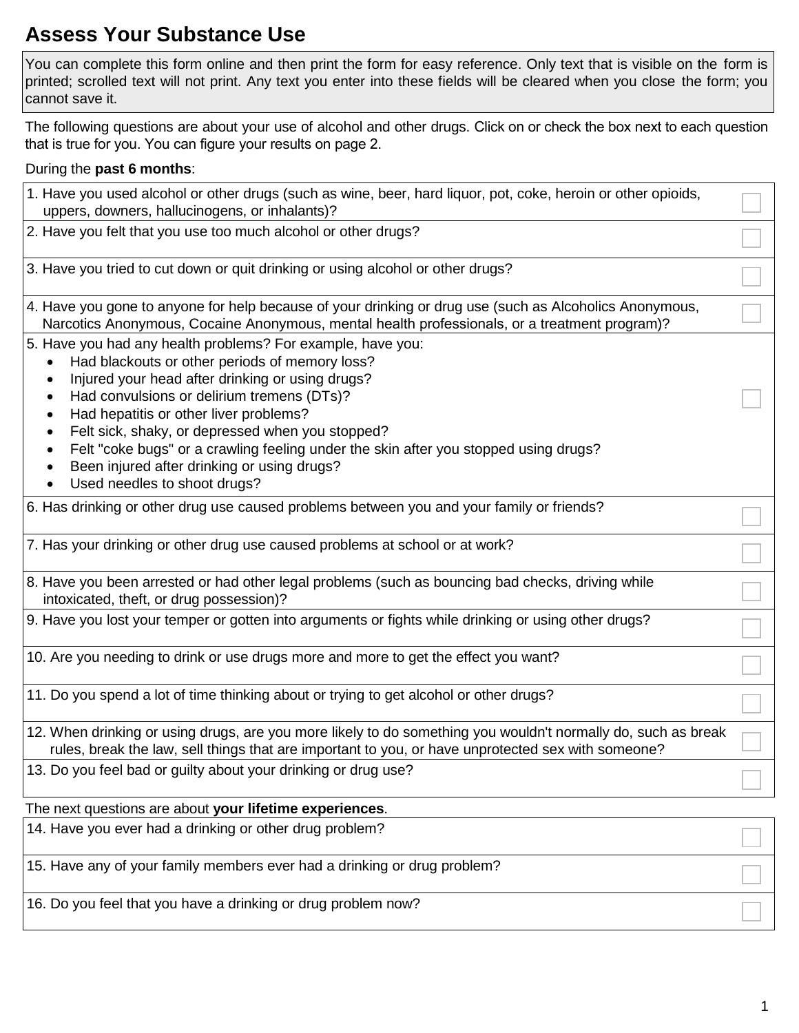# Assess Your Substance Use

You can complete this form online and then print the form for easy reference. Only text that is visible on the form is printed; scrolled text will not print. Any text you enter into these fields will be cleared when you close the form; you cannot save it.

The following questions are about your use of alcohol and other drugs. Click on or check the box next to each question that is true for you. You can figure your results on page 2.

During the **past 6 months**:

| Question | |
|---|---|
| 1. Have you used alcohol or other drugs (such as wine, beer, hard liquor, pot, coke, heroin or other opioids, uppers, downers, hallucinogens, or inhalants)? | ☐ |
| 2. Have you felt that you use too much alcohol or other drugs? | ☐ |
| 3. Have you tried to cut down or quit drinking or using alcohol or other drugs? | ☐ |
| 4. Have you gone to anyone for help because of your drinking or drug use (such as Alcoholics Anonymous, Narcotics Anonymous, Cocaine Anonymous, mental health professionals, or a treatment program)? | ☐ |
| 5. Have you had any health problems? For example, have you:<br>• Had blackouts or other periods of memory loss?<br>• Injured your head after drinking or using drugs?<br>• Had convulsions or delirium tremens (DTs)?<br>• Had hepatitis or other liver problems?<br>• Felt sick, shaky, or depressed when you stopped?<br>• Felt "coke bugs" or a crawling feeling under the skin after you stopped using drugs?<br>• Been injured after drinking or using drugs?<br>• Used needles to shoot drugs? | ☐ |
| 6. Has drinking or other drug use caused problems between you and your family or friends? | ☐ |
| 7. Has your drinking or other drug use caused problems at school or at work? | ☐ |
| 8. Have you been arrested or had other legal problems (such as bouncing bad checks, driving while intoxicated, theft, or drug possession)? | ☐ |
| 9. Have you lost your temper or gotten into arguments or fights while drinking or using other drugs? | ☐ |
| 10. Are you needing to drink or use drugs more and more to get the effect you want? | ☐ |
| 11. Do you spend a lot of time thinking about or trying to get alcohol or other drugs? | ☐ |
| 12. When drinking or using drugs, are you more likely to do something you wouldn't normally do, such as break rules, break the law, sell things that are important to you, or have unprotected sex with someone? | ☐ |
| 13. Do you feel bad or guilty about your drinking or drug use? | ☐ |

The next questions are about **your lifetime experiences**.

| Question | |
|---|---|
| 14. Have you ever had a drinking or other drug problem? | ☐ |
| 15. Have any of your family members ever had a drinking or drug problem? | ☐ |
| 16. Do you feel that you have a drinking or drug problem now? | ☐ |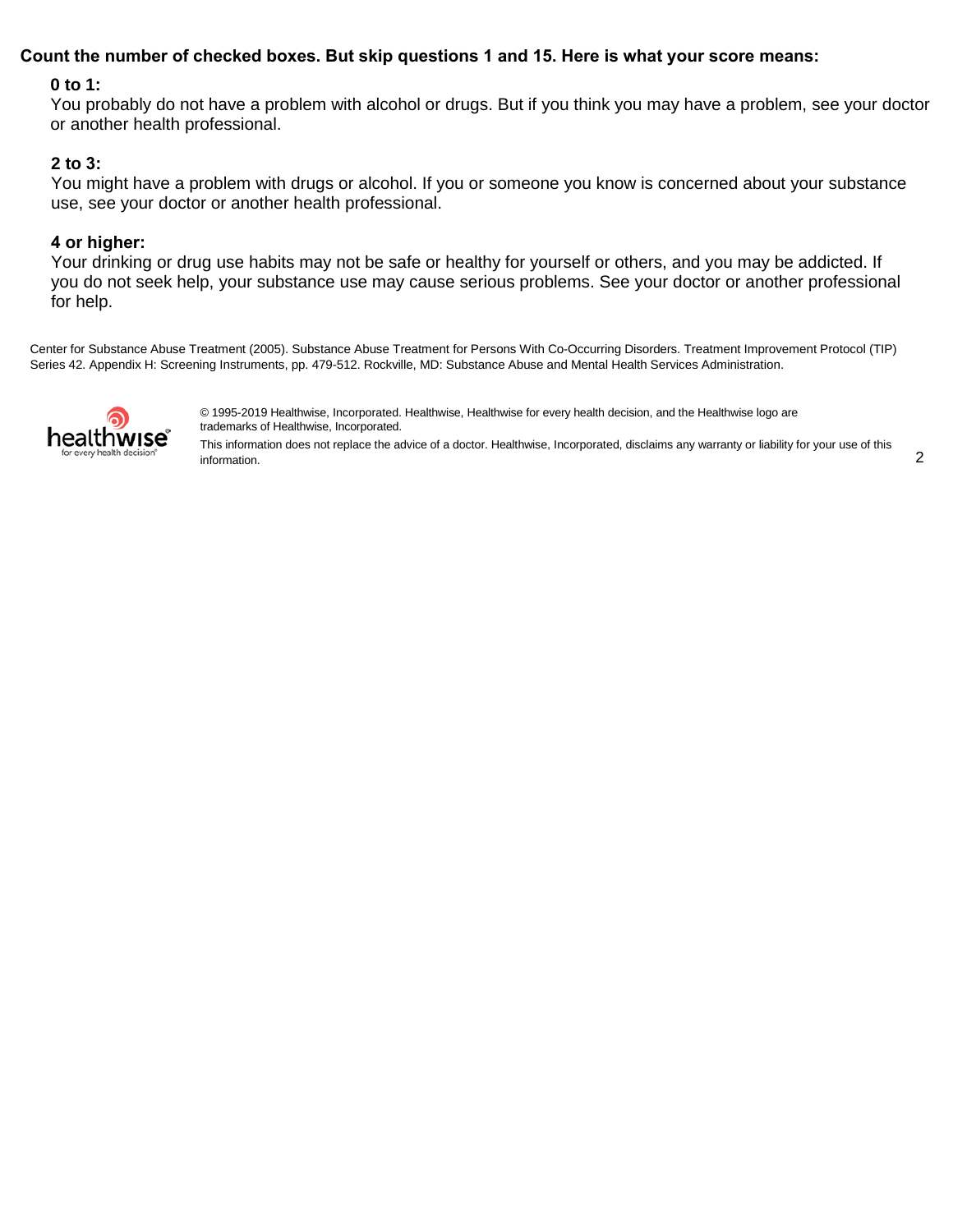**Count the number of checked boxes. But skip questions 1 and 15. Here is what your score means:**

**0 to 1:**

You probably do not have a problem with alcohol or drugs. But if you think you may have a problem, see your doctor or another health professional.

**2 to 3:**

You might have a problem with drugs or alcohol. If you or someone you know is concerned about your substance use, see your doctor or another health professional.

**4 or higher:**

Your drinking or drug use habits may not be safe or healthy for yourself or others, and you may be addicted. If you do not seek help, your substance use may cause serious problems. See your doctor or another professional for help.

Center for Substance Abuse Treatment (2005). Substance Abuse Treatment for Persons With Co-Occurring Disorders. Treatment Improvement Protocol (TIP) Series 42. Appendix H: Screening Instruments, pp. 479-512. Rockville, MD: Substance Abuse and Mental Health Services Administration.

healthwise for every health decision

© 1995-2019 Healthwise, Incorporated. Healthwise, Healthwise for every health decision, and the Healthwise logo are trademarks of Healthwise, Incorporated.

This information does not replace the advice of a doctor. Healthwise, Incorporated, disclaims any warranty or liability for your use of this information.